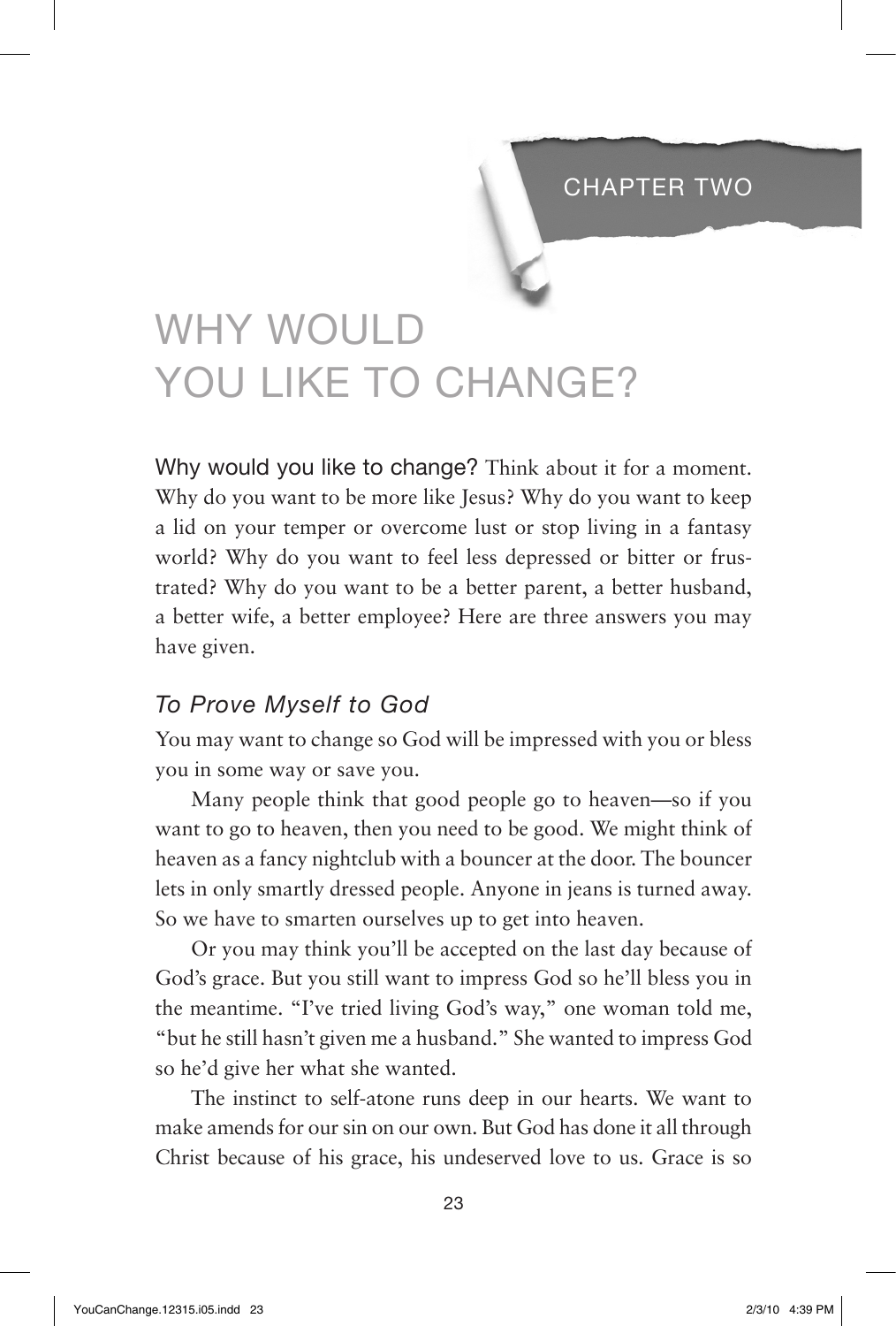CHAPTER TWO

# WHY WOULD YOU LIKE TO CHANGE?

Why would you like to change? Think about it for a moment. Why do you want to be more like Jesus? Why do you want to keep a lid on your temper or overcome lust or stop living in a fantasy world? Why do you want to feel less depressed or bitter or frustrated? Why do you want to be a better parent, a better husband, a better wife, a better employee? Here are three answers you may have given.

## *To Prove Myself to God*

You may want to change so God will be impressed with you or bless you in some way or save you.

Many people think that good people go to heaven—so if you want to go to heaven, then you need to be good. We might think of heaven as a fancy nightclub with a bouncer at the door. The bouncer lets in only smartly dressed people. Anyone in jeans is turned away. So we have to smarten ourselves up to get into heaven.

Or you may think you'll be accepted on the last day because of God's grace. But you still want to impress God so he'll bless you in the meantime. "I've tried living God's way," one woman told me, "but he still hasn't given me a husband." She wanted to impress God so he'd give her what she wanted.

The instinct to self-atone runs deep in our hearts. We want to make amends for our sin on our own. But God has done it all through Christ because of his grace, his undeserved love to us. Grace is so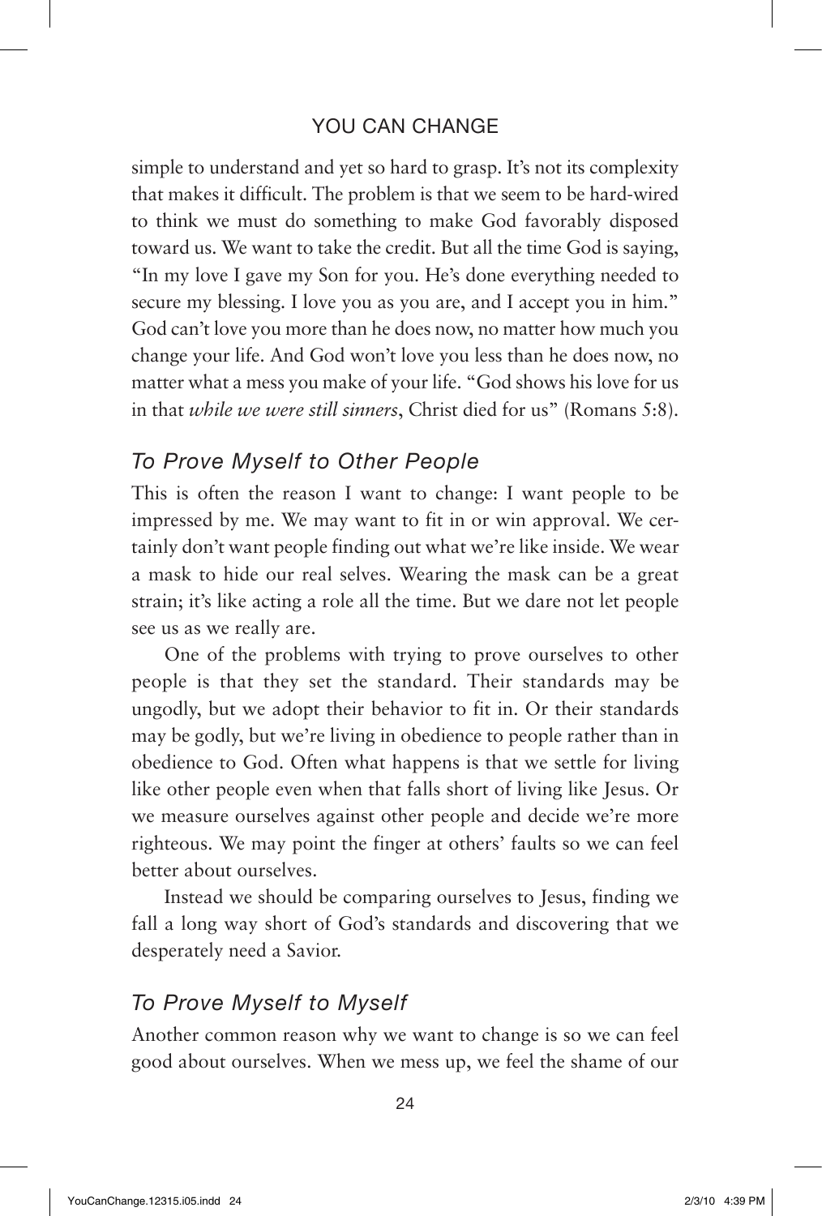simple to understand and yet so hard to grasp. It's not its complexity that makes it difficult. The problem is that we seem to be hard-wired to think we must do something to make God favorably disposed toward us. We want to take the credit. But all the time God is saying, "In my love I gave my Son for you. He's done everything needed to secure my blessing. I love you as you are, and I accept you in him." God can't love you more than he does now, no matter how much you change your life. And God won't love you less than he does now, no matter what a mess you make of your life. "God shows his love for us in that *while we were still sinners*, Christ died for us" (Romans 5:8).

### *To Prove Myself to Other People*

This is often the reason I want to change: I want people to be impressed by me. We may want to fit in or win approval. We certainly don't want people finding out what we're like inside. We wear a mask to hide our real selves. Wearing the mask can be a great strain; it's like acting a role all the time. But we dare not let people see us as we really are.

One of the problems with trying to prove ourselves to other people is that they set the standard. Their standards may be ungodly, but we adopt their behavior to fit in. Or their standards may be godly, but we're living in obedience to people rather than in obedience to God. Often what happens is that we settle for living like other people even when that falls short of living like Jesus. Or we measure ourselves against other people and decide we're more righteous. We may point the finger at others' faults so we can feel better about ourselves.

Instead we should be comparing ourselves to Jesus, finding we fall a long way short of God's standards and discovering that we desperately need a Savior.

### *To Prove Myself to Myself*

Another common reason why we want to change is so we can feel good about ourselves. When we mess up, we feel the shame of our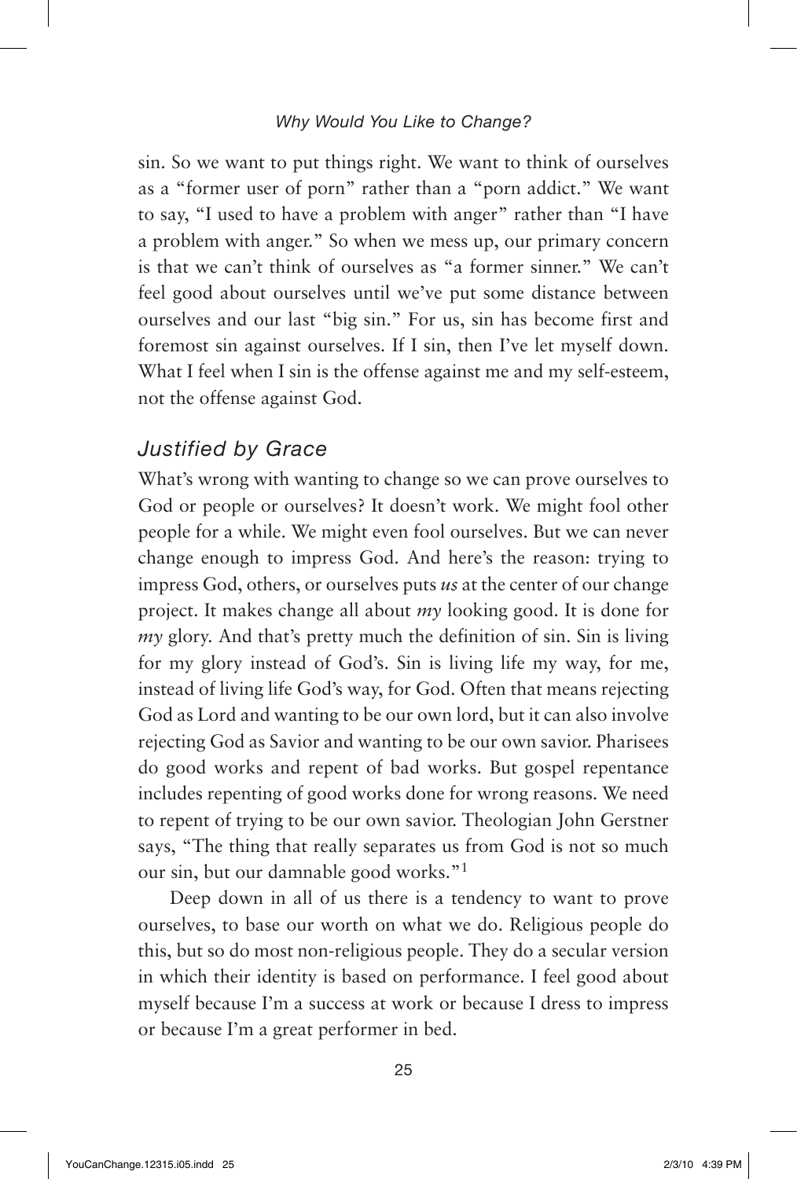sin. So we want to put things right. We want to think of ourselves as a "former user of porn" rather than a "porn addict." We want to say, "I used to have a problem with anger" rather than "I have a problem with anger." So when we mess up, our primary concern is that we can't think of ourselves as "a former sinner." We can't feel good about ourselves until we've put some distance between ourselves and our last "big sin." For us, sin has become first and foremost sin against ourselves. If I sin, then I've let myself down. What I feel when I sin is the offense against me and my self-esteem, not the offense against God.

## *Justified by Grace*

What's wrong with wanting to change so we can prove ourselves to God or people or ourselves? It doesn't work. We might fool other people for a while. We might even fool ourselves. But we can never change enough to impress God. And here's the reason: trying to impress God, others, or ourselves puts *us* at the center of our change project. It makes change all about *my* looking good. It is done for *my* glory. And that's pretty much the definition of sin. Sin is living for my glory instead of God's. Sin is living life my way, for me, instead of living life God's way, for God. Often that means rejecting God as Lord and wanting to be our own lord, but it can also involve rejecting God as Savior and wanting to be our own savior. Pharisees do good works and repent of bad works. But gospel repentance includes repenting of good works done for wrong reasons. We need to repent of trying to be our own savior. Theologian John Gerstner says, "The thing that really separates us from God is not so much our sin, but our damnable good works."[1]

Deep down in all of us there is a tendency to want to prove ourselves, to base our worth on what we do. Religious people do this, but so do most non-religious people. They do a secular version in which their identity is based on performance. I feel good about myself because I'm a success at work or because I dress to impress or because I'm a great performer in bed.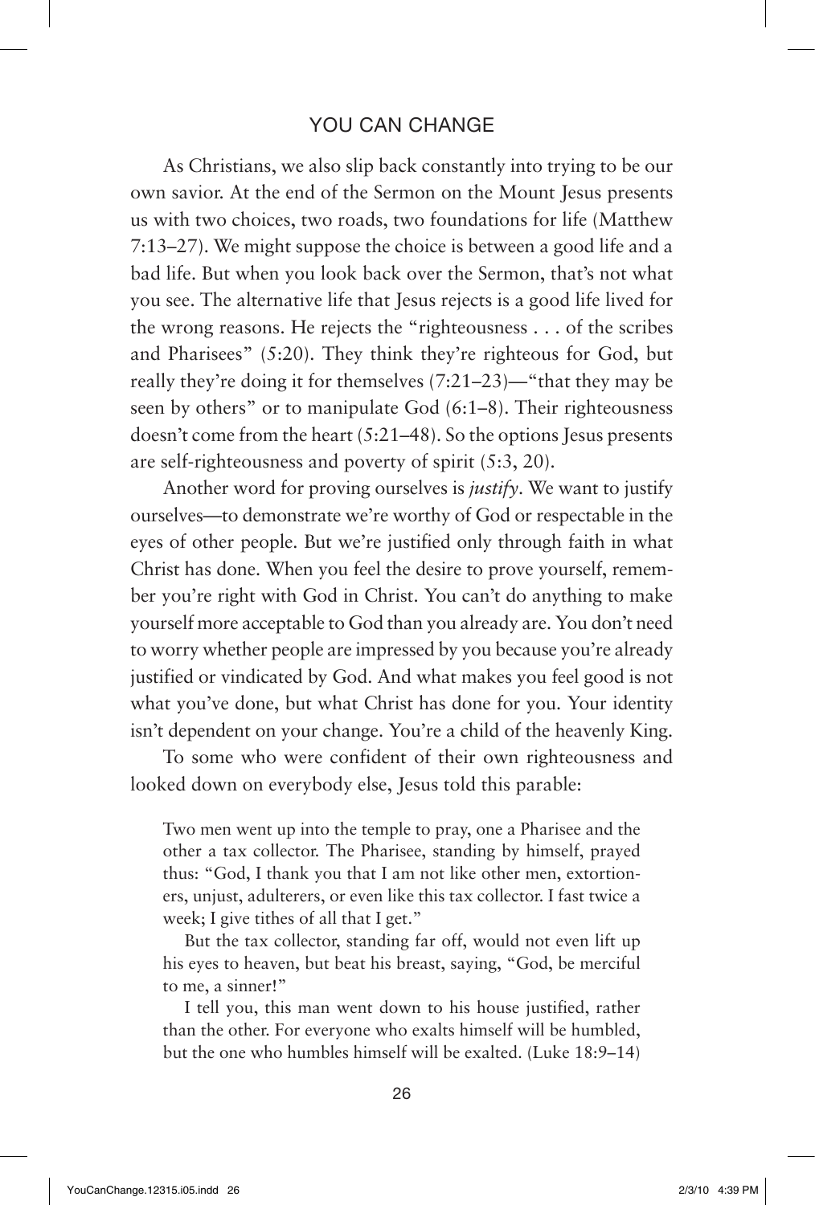As Christians, we also slip back constantly into trying to be our own savior. At the end of the Sermon on the Mount Jesus presents us with two choices, two roads, two foundations for life (Matthew 7:13–27). We might suppose the choice is between a good life and a bad life. But when you look back over the Sermon, that's not what you see. The alternative life that Jesus rejects is a good life lived for the wrong reasons. He rejects the "righteousness . . . of the scribes and Pharisees" (5:20). They think they're righteous for God, but really they're doing it for themselves (7:21–23)—"that they may be seen by others" or to manipulate God (6:1–8). Their righteousness doesn't come from the heart (5:21–48). So the options Jesus presents are self-righteousness and poverty of spirit (5:3, 20).

Another word for proving ourselves is *justify*. We want to justify ourselves—to demonstrate we're worthy of God or respectable in the eyes of other people. But we're justified only through faith in what Christ has done. When you feel the desire to prove yourself, remember you're right with God in Christ. You can't do anything to make yourself more acceptable to God than you already are. You don't need to worry whether people are impressed by you because you're already justified or vindicated by God. And what makes you feel good is not what you've done, but what Christ has done for you. Your identity isn't dependent on your change. You're a child of the heavenly King.

To some who were confident of their own righteousness and looked down on everybody else, Jesus told this parable:

> Two men went up into the temple to pray, one a Pharisee and the other a tax collector. The Pharisee, standing by himself, prayed thus: "God, I thank you that I am not like other men, extortioners, unjust, adulterers, or even like this tax collector. I fast twice a week; I give tithes of all that I get."
>
> But the tax collector, standing far off, would not even lift up his eyes to heaven, but beat his breast, saying, "God, be merciful to me, a sinner!"
>
> I tell you, this man went down to his house justified, rather than the other. For everyone who exalts himself will be humbled, but the one who humbles himself will be exalted. (Luke 18:9–14)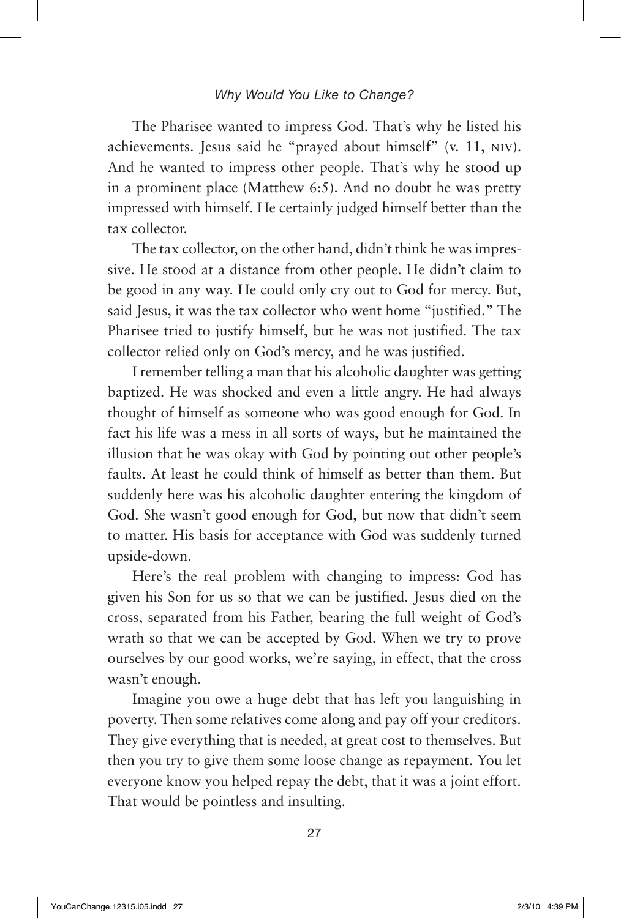The Pharisee wanted to impress God. That's why he listed his achievements. Jesus said he "prayed about himself" (v. 11, NIV). And he wanted to impress other people. That's why he stood up in a prominent place (Matthew 6:5). And no doubt he was pretty impressed with himself. He certainly judged himself better than the tax collector.

The tax collector, on the other hand, didn't think he was impressive. He stood at a distance from other people. He didn't claim to be good in any way. He could only cry out to God for mercy. But, said Jesus, it was the tax collector who went home "justified." The Pharisee tried to justify himself, but he was not justified. The tax collector relied only on God's mercy, and he was justified.

I remember telling a man that his alcoholic daughter was getting baptized. He was shocked and even a little angry. He had always thought of himself as someone who was good enough for God. In fact his life was a mess in all sorts of ways, but he maintained the illusion that he was okay with God by pointing out other people's faults. At least he could think of himself as better than them. But suddenly here was his alcoholic daughter entering the kingdom of God. She wasn't good enough for God, but now that didn't seem to matter. His basis for acceptance with God was suddenly turned upside-down.

Here's the real problem with changing to impress: God has given his Son for us so that we can be justified. Jesus died on the cross, separated from his Father, bearing the full weight of God's wrath so that we can be accepted by God. When we try to prove ourselves by our good works, we're saying, in effect, that the cross wasn't enough.

Imagine you owe a huge debt that has left you languishing in poverty. Then some relatives come along and pay off your creditors. They give everything that is needed, at great cost to themselves. But then you try to give them some loose change as repayment. You let everyone know you helped repay the debt, that it was a joint effort. That would be pointless and insulting.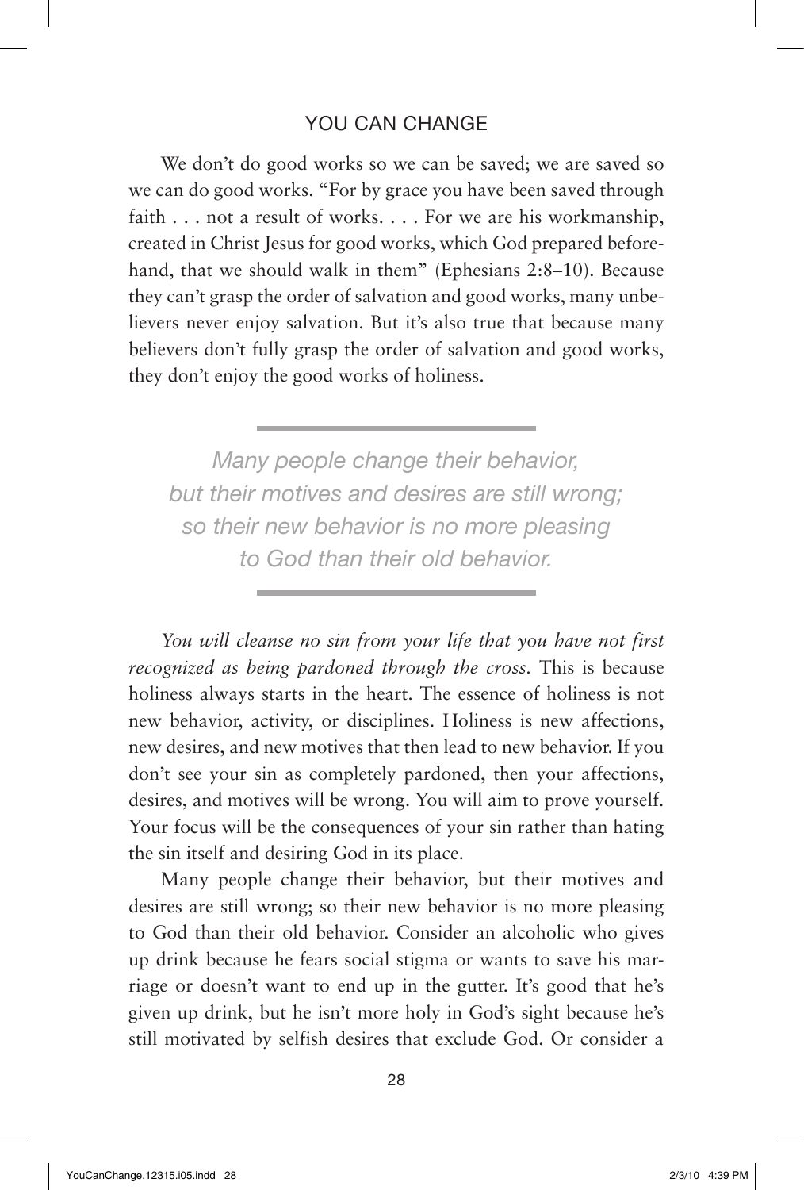We don't do good works so we can be saved; we are saved so we can do good works. "For by grace you have been saved through faith . . . not a result of works. . . . For we are his workmanship, created in Christ Jesus for good works, which God prepared beforehand, that we should walk in them" (Ephesians 2:8–10). Because they can't grasp the order of salvation and good works, many unbelievers never enjoy salvation. But it's also true that because many believers don't fully grasp the order of salvation and good works, they don't enjoy the good works of holiness.

> *Many people change their behavior, but their motives and desires are still wrong; so their new behavior is no more pleasing to God than their old behavior.*

*You will cleanse no sin from your life that you have not first recognized as being pardoned through the cross.* This is because holiness always starts in the heart. The essence of holiness is not new behavior, activity, or disciplines. Holiness is new affections, new desires, and new motives that then lead to new behavior. If you don't see your sin as completely pardoned, then your affections, desires, and motives will be wrong. You will aim to prove yourself. Your focus will be the consequences of your sin rather than hating the sin itself and desiring God in its place.

Many people change their behavior, but their motives and desires are still wrong; so their new behavior is no more pleasing to God than their old behavior. Consider an alcoholic who gives up drink because he fears social stigma or wants to save his marriage or doesn't want to end up in the gutter. It's good that he's given up drink, but he isn't more holy in God's sight because he's still motivated by selfish desires that exclude God. Or consider a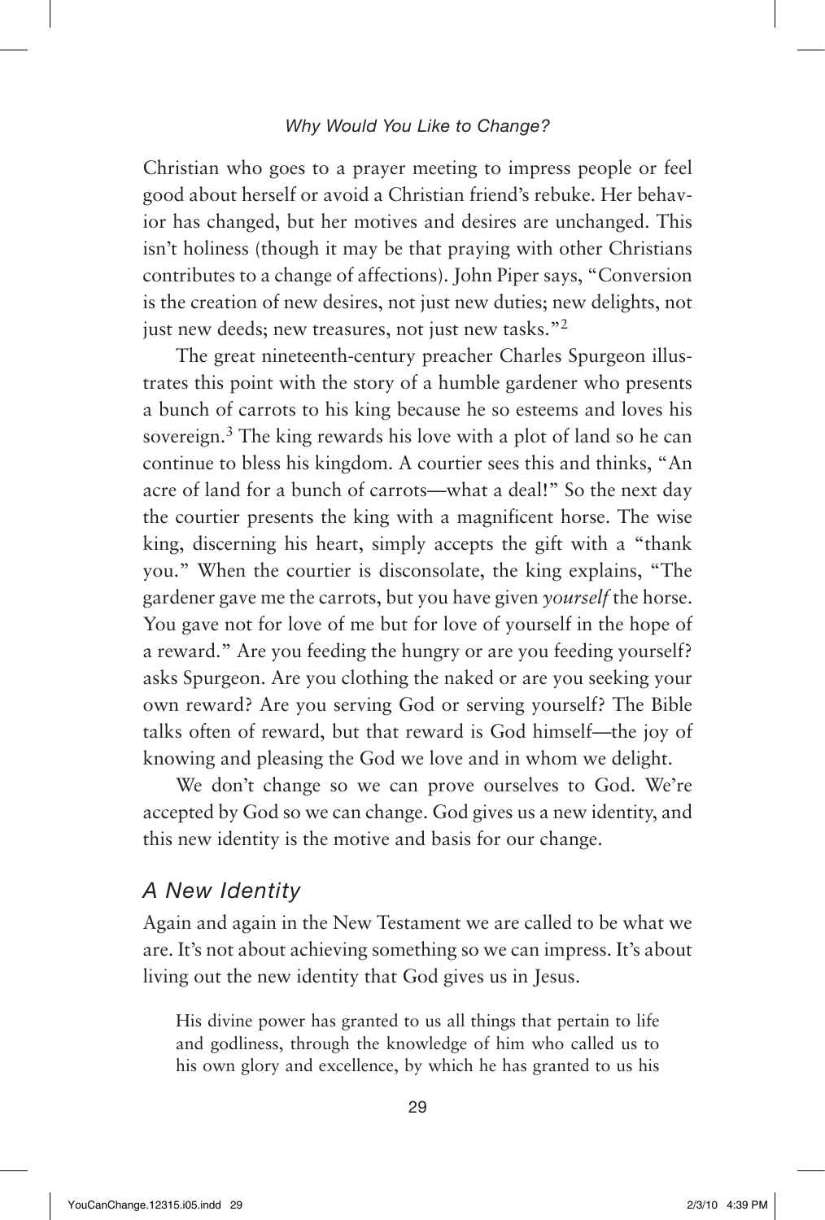Christian who goes to a prayer meeting to impress people or feel good about herself or avoid a Christian friend's rebuke. Her behavior has changed, but her motives and desires are unchanged. This isn't holiness (though it may be that praying with other Christians contributes to a change of affections). John Piper says, "Conversion is the creation of new desires, not just new duties; new delights, not just new deeds; new treasures, not just new tasks."[2]

The great nineteenth-century preacher Charles Spurgeon illustrates this point with the story of a humble gardener who presents a bunch of carrots to his king because he so esteems and loves his sovereign.[3] The king rewards his love with a plot of land so he can continue to bless his kingdom. A courtier sees this and thinks, "An acre of land for a bunch of carrots—what a deal!" So the next day the courtier presents the king with a magnificent horse. The wise king, discerning his heart, simply accepts the gift with a "thank you." When the courtier is disconsolate, the king explains, "The gardener gave me the carrots, but you have given *yourself* the horse. You gave not for love of me but for love of yourself in the hope of a reward." Are you feeding the hungry or are you feeding yourself? asks Spurgeon. Are you clothing the naked or are you seeking your own reward? Are you serving God or serving yourself? The Bible talks often of reward, but that reward is God himself—the joy of knowing and pleasing the God we love and in whom we delight.

We don't change so we can prove ourselves to God. We're accepted by God so we can change. God gives us a new identity, and this new identity is the motive and basis for our change.

## *A New Identity*

Again and again in the New Testament we are called to be what we are. It's not about achieving something so we can impress. It's about living out the new identity that God gives us in Jesus.

> His divine power has granted to us all things that pertain to life and godliness, through the knowledge of him who called us to his own glory and excellence, by which he has granted to us his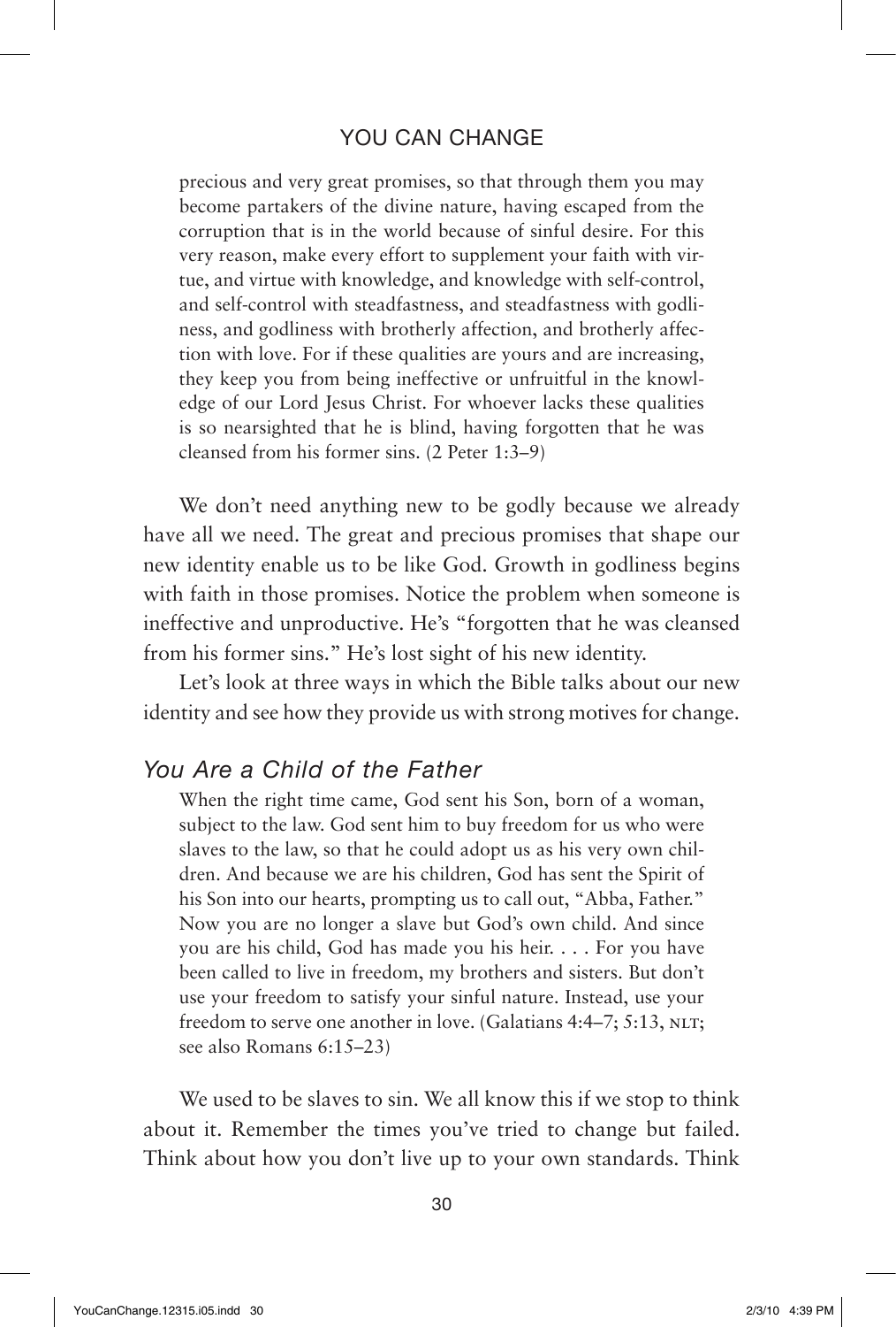> precious and very great promises, so that through them you may become partakers of the divine nature, having escaped from the corruption that is in the world because of sinful desire. For this very reason, make every effort to supplement your faith with virtue, and virtue with knowledge, and knowledge with self-control, and self-control with steadfastness, and steadfastness with godliness, and godliness with brotherly affection, and brotherly affection with love. For if these qualities are yours and are increasing, they keep you from being ineffective or unfruitful in the knowledge of our Lord Jesus Christ. For whoever lacks these qualities is so nearsighted that he is blind, having forgotten that he was cleansed from his former sins. (2 Peter 1:3–9)

We don't need anything new to be godly because we already have all we need. The great and precious promises that shape our new identity enable us to be like God. Growth in godliness begins with faith in those promises. Notice the problem when someone is ineffective and unproductive. He's "forgotten that he was cleansed from his former sins." He's lost sight of his new identity.

Let's look at three ways in which the Bible talks about our new identity and see how they provide us with strong motives for change.

### *You Are a Child of the Father*

> When the right time came, God sent his Son, born of a woman, subject to the law. God sent him to buy freedom for us who were slaves to the law, so that he could adopt us as his very own children. And because we are his children, God has sent the Spirit of his Son into our hearts, prompting us to call out, "Abba, Father." Now you are no longer a slave but God's own child. And since you are his child, God has made you his heir. . . . For you have been called to live in freedom, my brothers and sisters. But don't use your freedom to satisfy your sinful nature. Instead, use your freedom to serve one another in love. (Galatians 4:4–7; 5:13, NLT; see also Romans 6:15–23)

We used to be slaves to sin. We all know this if we stop to think about it. Remember the times you've tried to change but failed. Think about how you don't live up to your own standards. Think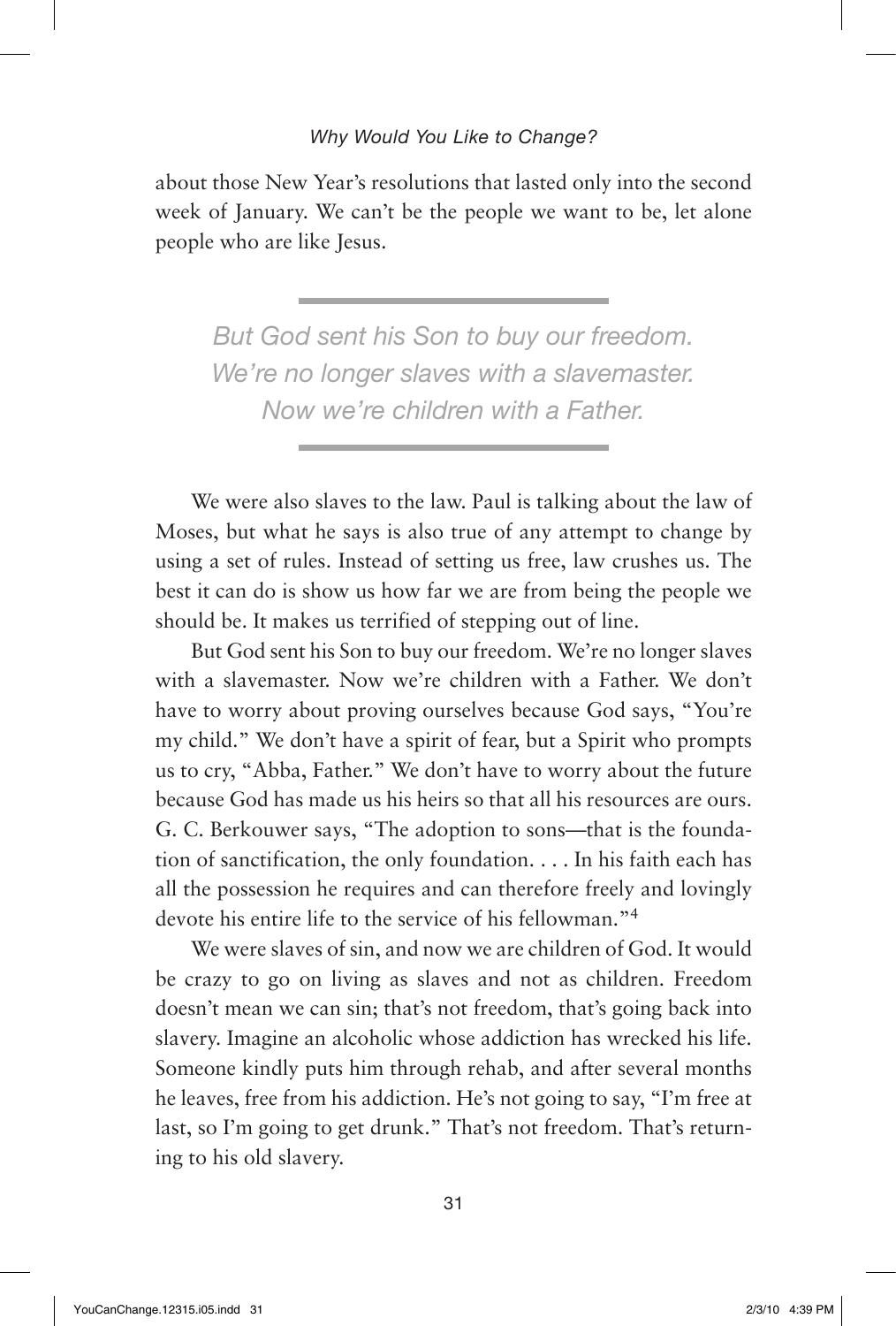about those New Year's resolutions that lasted only into the second week of January. We can't be the people we want to be, let alone people who are like Jesus.

> *But God sent his Son to buy our freedom. We're no longer slaves with a slavemaster. Now we're children with a Father.*

We were also slaves to the law. Paul is talking about the law of Moses, but what he says is also true of any attempt to change by using a set of rules. Instead of setting us free, law crushes us. The best it can do is show us how far we are from being the people we should be. It makes us terrified of stepping out of line.

But God sent his Son to buy our freedom. We're no longer slaves with a slavemaster. Now we're children with a Father. We don't have to worry about proving ourselves because God says, "You're my child." We don't have a spirit of fear, but a Spirit who prompts us to cry, "Abba, Father." We don't have to worry about the future because God has made us his heirs so that all his resources are ours. G. C. Berkouwer says, "The adoption to sons—that is the foundation of sanctification, the only foundation. . . . In his faith each has all the possession he requires and can therefore freely and lovingly devote his entire life to the service of his fellowman."[4]

We were slaves of sin, and now we are children of God. It would be crazy to go on living as slaves and not as children. Freedom doesn't mean we can sin; that's not freedom, that's going back into slavery. Imagine an alcoholic whose addiction has wrecked his life. Someone kindly puts him through rehab, and after several months he leaves, free from his addiction. He's not going to say, "I'm free at last, so I'm going to get drunk." That's not freedom. That's returning to his old slavery.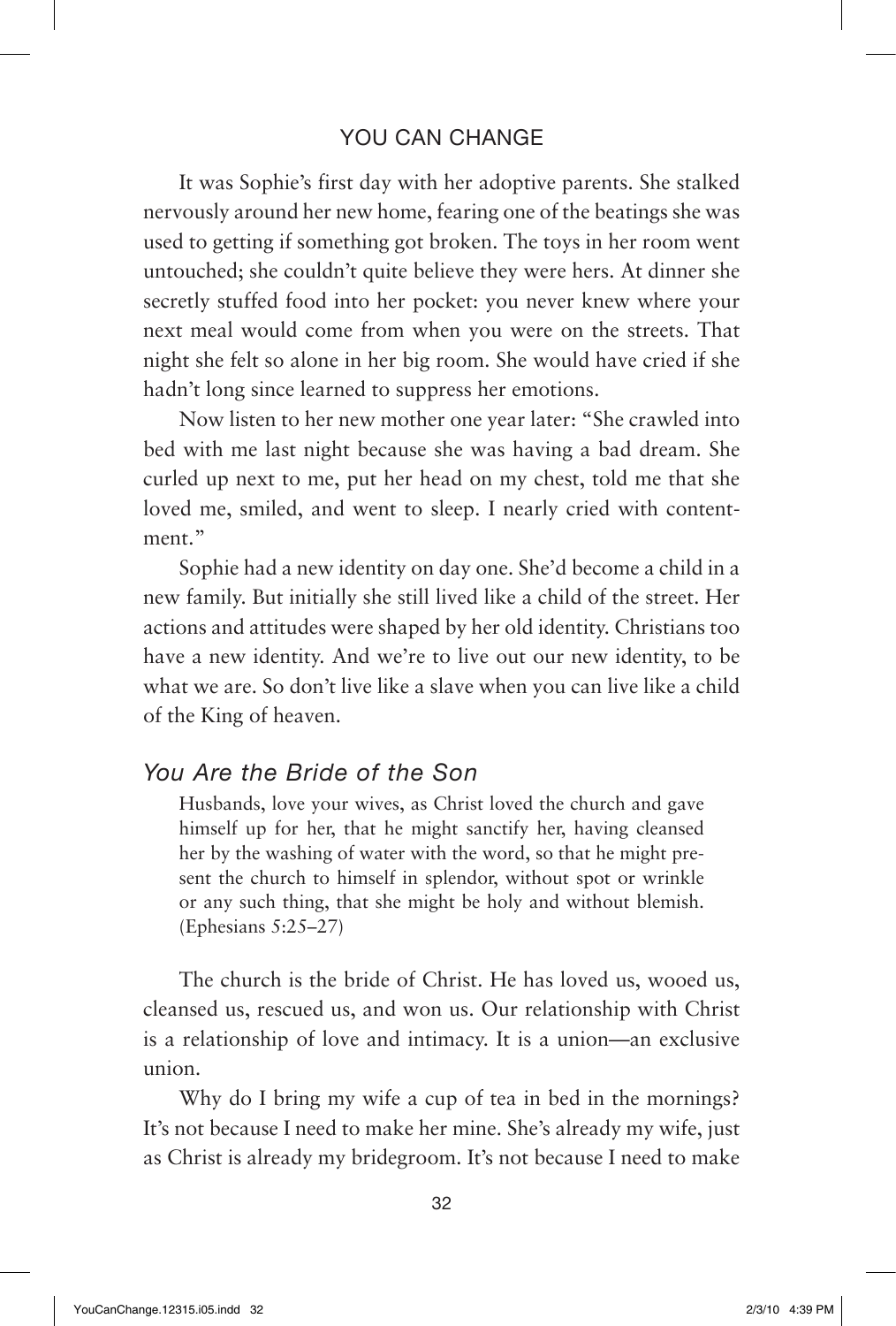It was Sophie's first day with her adoptive parents. She stalked nervously around her new home, fearing one of the beatings she was used to getting if something got broken. The toys in her room went untouched; she couldn't quite believe they were hers. At dinner she secretly stuffed food into her pocket: you never knew where your next meal would come from when you were on the streets. That night she felt so alone in her big room. She would have cried if she hadn't long since learned to suppress her emotions.

Now listen to her new mother one year later: "She crawled into bed with me last night because she was having a bad dream. She curled up next to me, put her head on my chest, told me that she loved me, smiled, and went to sleep. I nearly cried with contentment."

Sophie had a new identity on day one. She'd become a child in a new family. But initially she still lived like a child of the street. Her actions and attitudes were shaped by her old identity. Christians too have a new identity. And we're to live out our new identity, to be what we are. So don't live like a slave when you can live like a child of the King of heaven.

## *You Are the Bride of the Son*

> Husbands, love your wives, as Christ loved the church and gave himself up for her, that he might sanctify her, having cleansed her by the washing of water with the word, so that he might present the church to himself in splendor, without spot or wrinkle or any such thing, that she might be holy and without blemish. (Ephesians 5:25–27)

The church is the bride of Christ. He has loved us, wooed us, cleansed us, rescued us, and won us. Our relationship with Christ is a relationship of love and intimacy. It is a union—an exclusive union.

Why do I bring my wife a cup of tea in bed in the mornings? It's not because I need to make her mine. She's already my wife, just as Christ is already my bridegroom. It's not because I need to make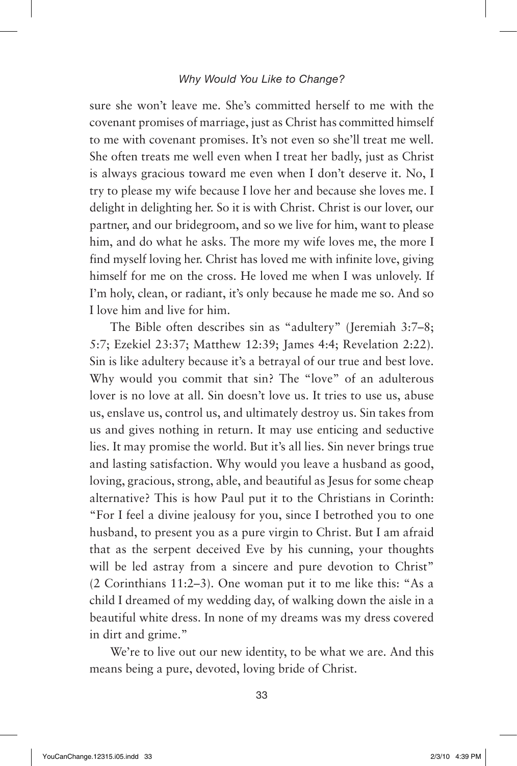sure she won't leave me. She's committed herself to me with the covenant promises of marriage, just as Christ has committed himself to me with covenant promises. It's not even so she'll treat me well. She often treats me well even when I treat her badly, just as Christ is always gracious toward me even when I don't deserve it. No, I try to please my wife because I love her and because she loves me. I delight in delighting her. So it is with Christ. Christ is our lover, our partner, and our bridegroom, and so we live for him, want to please him, and do what he asks. The more my wife loves me, the more I find myself loving her. Christ has loved me with infinite love, giving himself for me on the cross. He loved me when I was unlovely. If I'm holy, clean, or radiant, it's only because he made me so. And so I love him and live for him.

The Bible often describes sin as "adultery" (Jeremiah 3:7–8; 5:7; Ezekiel 23:37; Matthew 12:39; James 4:4; Revelation 2:22). Sin is like adultery because it's a betrayal of our true and best love. Why would you commit that sin? The "love" of an adulterous lover is no love at all. Sin doesn't love us. It tries to use us, abuse us, enslave us, control us, and ultimately destroy us. Sin takes from us and gives nothing in return. It may use enticing and seductive lies. It may promise the world. But it's all lies. Sin never brings true and lasting satisfaction. Why would you leave a husband as good, loving, gracious, strong, able, and beautiful as Jesus for some cheap alternative? This is how Paul put it to the Christians in Corinth: "For I feel a divine jealousy for you, since I betrothed you to one husband, to present you as a pure virgin to Christ. But I am afraid that as the serpent deceived Eve by his cunning, your thoughts will be led astray from a sincere and pure devotion to Christ" (2 Corinthians 11:2–3). One woman put it to me like this: "As a child I dreamed of my wedding day, of walking down the aisle in a beautiful white dress. In none of my dreams was my dress covered in dirt and grime."

We're to live out our new identity, to be what we are. And this means being a pure, devoted, loving bride of Christ.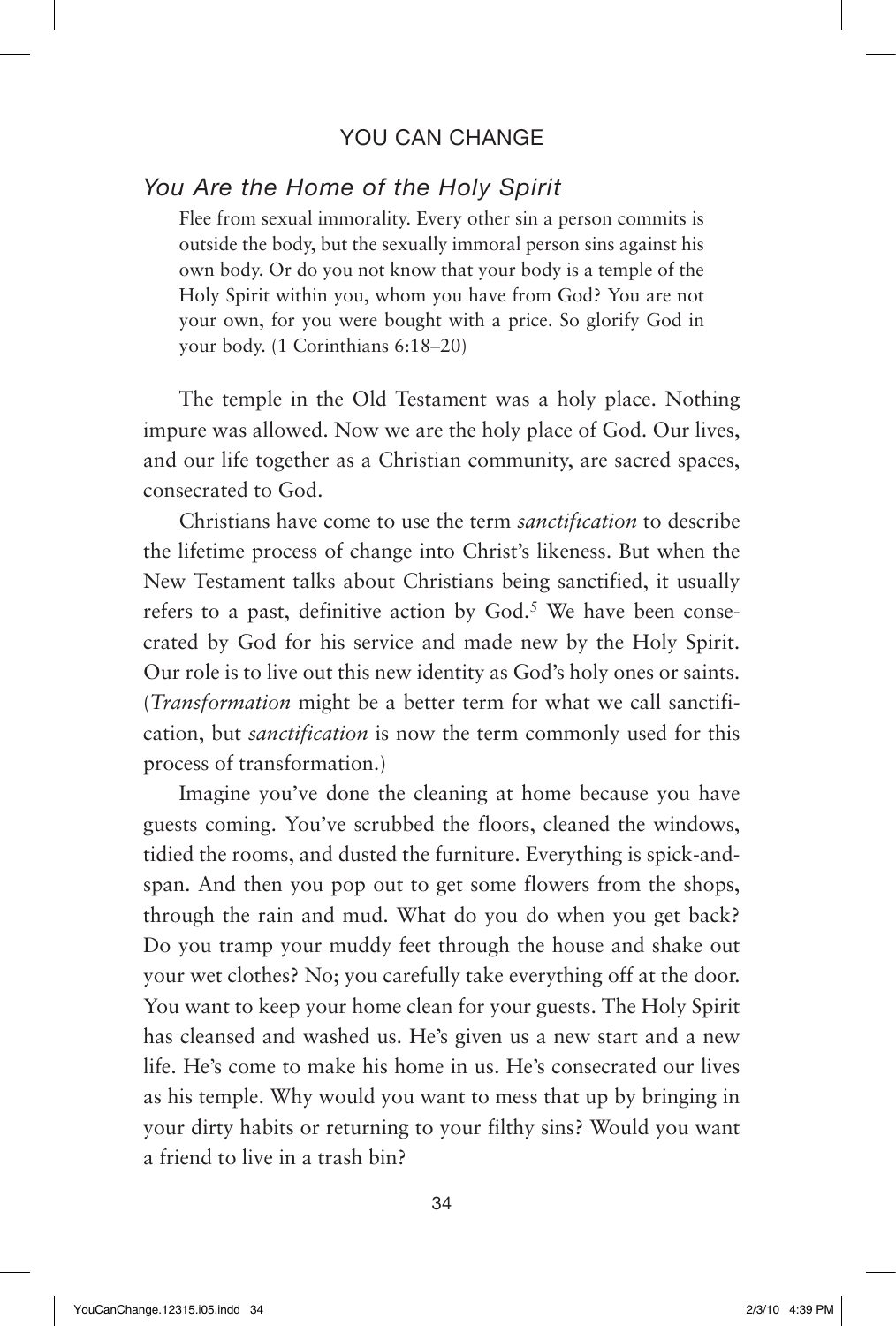## *You Are the Home of the Holy Spirit*

> Flee from sexual immorality. Every other sin a person commits is outside the body, but the sexually immoral person sins against his own body. Or do you not know that your body is a temple of the Holy Spirit within you, whom you have from God? You are not your own, for you were bought with a price. So glorify God in your body. (1 Corinthians 6:18–20)

The temple in the Old Testament was a holy place. Nothing impure was allowed. Now we are the holy place of God. Our lives, and our life together as a Christian community, are sacred spaces, consecrated to God.

Christians have come to use the term *sanctification* to describe the lifetime process of change into Christ's likeness. But when the New Testament talks about Christians being sanctified, it usually refers to a past, definitive action by God.[5] We have been consecrated by God for his service and made new by the Holy Spirit. Our role is to live out this new identity as God's holy ones or saints. (*Transformation* might be a better term for what we call sanctification, but *sanctification* is now the term commonly used for this process of transformation.)

Imagine you've done the cleaning at home because you have guests coming. You've scrubbed the floors, cleaned the windows, tidied the rooms, and dusted the furniture. Everything is spick-and-span. And then you pop out to get some flowers from the shops, through the rain and mud. What do you do when you get back? Do you tramp your muddy feet through the house and shake out your wet clothes? No; you carefully take everything off at the door. You want to keep your home clean for your guests. The Holy Spirit has cleansed and washed us. He's given us a new start and a new life. He's come to make his home in us. He's consecrated our lives as his temple. Why would you want to mess that up by bringing in your dirty habits or returning to your filthy sins? Would you want a friend to live in a trash bin?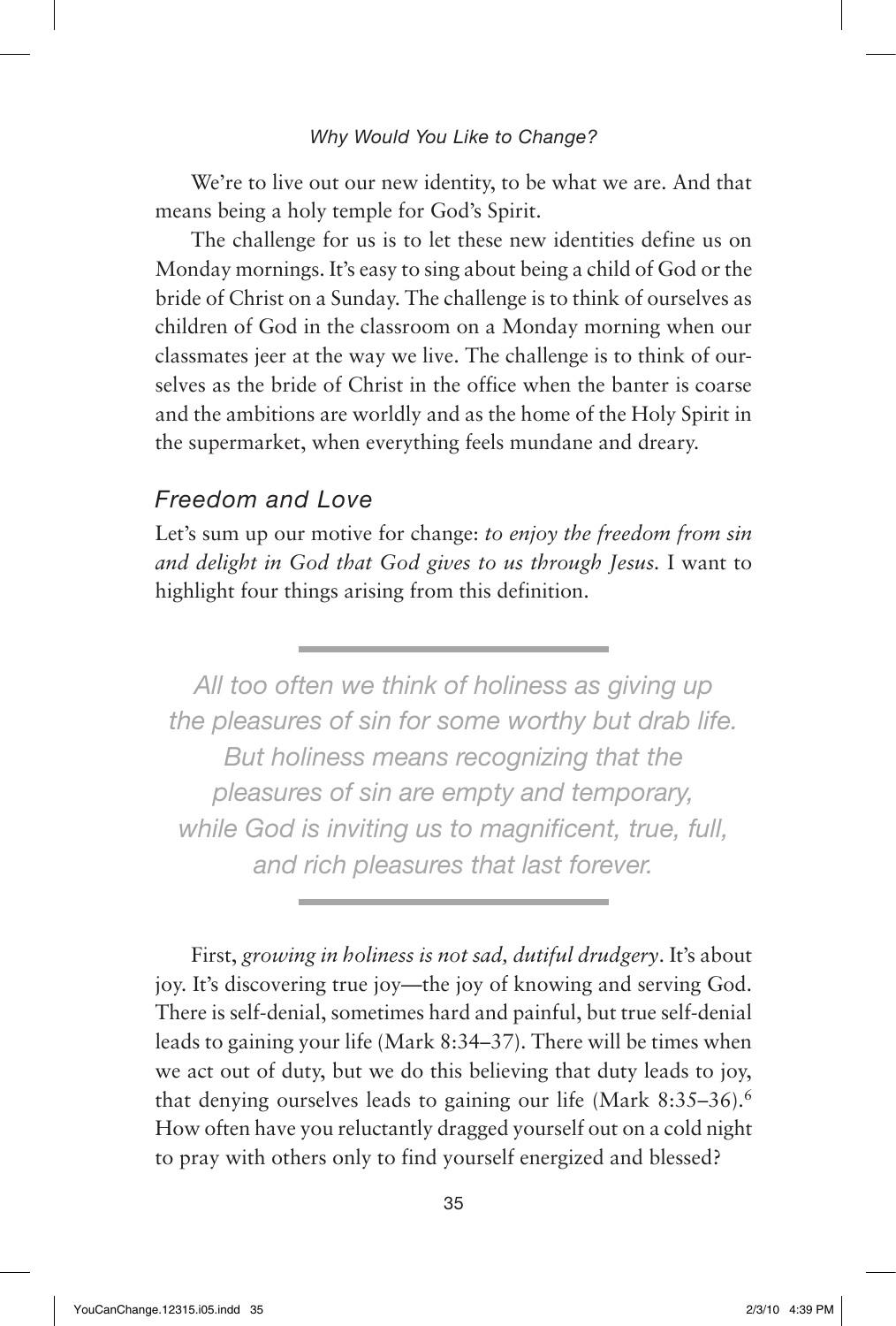We're to live out our new identity, to be what we are. And that means being a holy temple for God's Spirit.

The challenge for us is to let these new identities define us on Monday mornings. It's easy to sing about being a child of God or the bride of Christ on a Sunday. The challenge is to think of ourselves as children of God in the classroom on a Monday morning when our classmates jeer at the way we live. The challenge is to think of ourselves as the bride of Christ in the office when the banter is coarse and the ambitions are worldly and as the home of the Holy Spirit in the supermarket, when everything feels mundane and dreary.

### *Freedom and Love*

Let's sum up our motive for change: *to enjoy the freedom from sin and delight in God that God gives to us through Jesus.* I want to highlight four things arising from this definition.

> *All too often we think of holiness as giving up the pleasures of sin for some worthy but drab life. But holiness means recognizing that the pleasures of sin are empty and temporary, while God is inviting us to magnificent, true, full, and rich pleasures that last forever.*

First, *growing in holiness is not sad, dutiful drudgery*. It's about joy. It's discovering true joy—the joy of knowing and serving God. There is self-denial, sometimes hard and painful, but true self-denial leads to gaining your life (Mark 8:34–37). There will be times when we act out of duty, but we do this believing that duty leads to joy, that denying ourselves leads to gaining our life (Mark 8:35–36).[6] How often have you reluctantly dragged yourself out on a cold night to pray with others only to find yourself energized and blessed?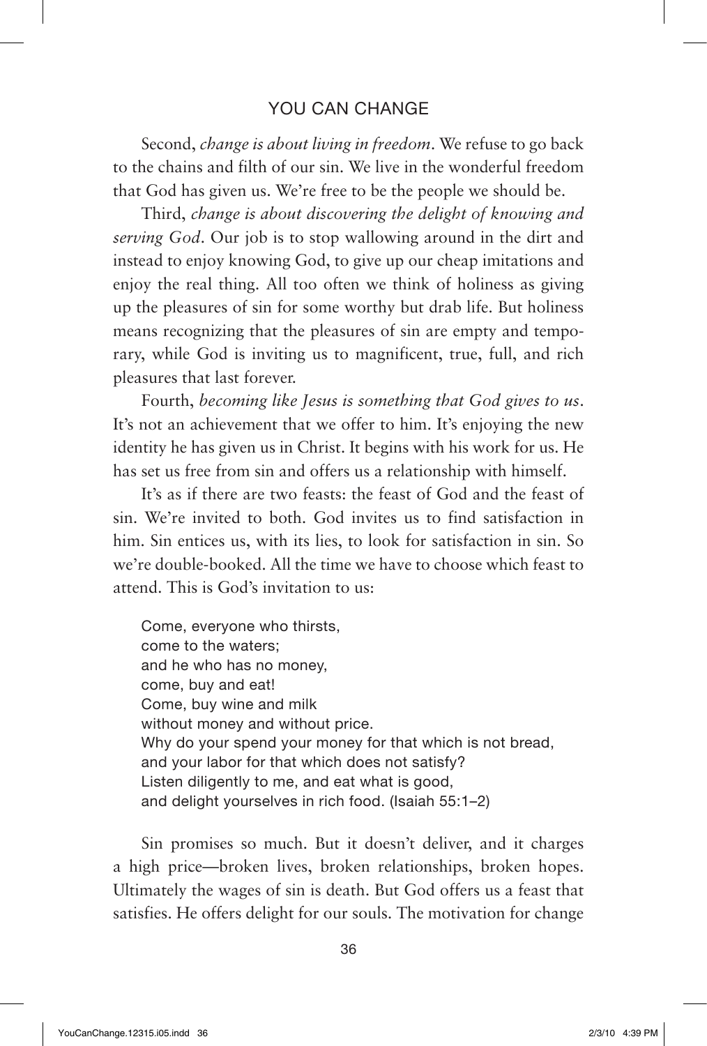Second, *change is about living in freedom*. We refuse to go back to the chains and filth of our sin. We live in the wonderful freedom that God has given us. We're free to be the people we should be.

Third, *change is about discovering the delight of knowing and serving God*. Our job is to stop wallowing around in the dirt and instead to enjoy knowing God, to give up our cheap imitations and enjoy the real thing. All too often we think of holiness as giving up the pleasures of sin for some worthy but drab life. But holiness means recognizing that the pleasures of sin are empty and temporary, while God is inviting us to magnificent, true, full, and rich pleasures that last forever.

Fourth, *becoming like Jesus is something that God gives to us*. It's not an achievement that we offer to him. It's enjoying the new identity he has given us in Christ. It begins with his work for us. He has set us free from sin and offers us a relationship with himself.

It's as if there are two feasts: the feast of God and the feast of sin. We're invited to both. God invites us to find satisfaction in him. Sin entices us, with its lies, to look for satisfaction in sin. So we're double-booked. All the time we have to choose which feast to attend. This is God's invitation to us:

> Come, everyone who thirsts,
> come to the waters;
> and he who has no money,
> come, buy and eat!
> Come, buy wine and milk
> without money and without price.
> Why do your spend your money for that which is not bread,
> and your labor for that which does not satisfy?
> Listen diligently to me, and eat what is good,
> and delight yourselves in rich food. (Isaiah 55:1–2)

Sin promises so much. But it doesn't deliver, and it charges a high price—broken lives, broken relationships, broken hopes. Ultimately the wages of sin is death. But God offers us a feast that satisfies. He offers delight for our souls. The motivation for change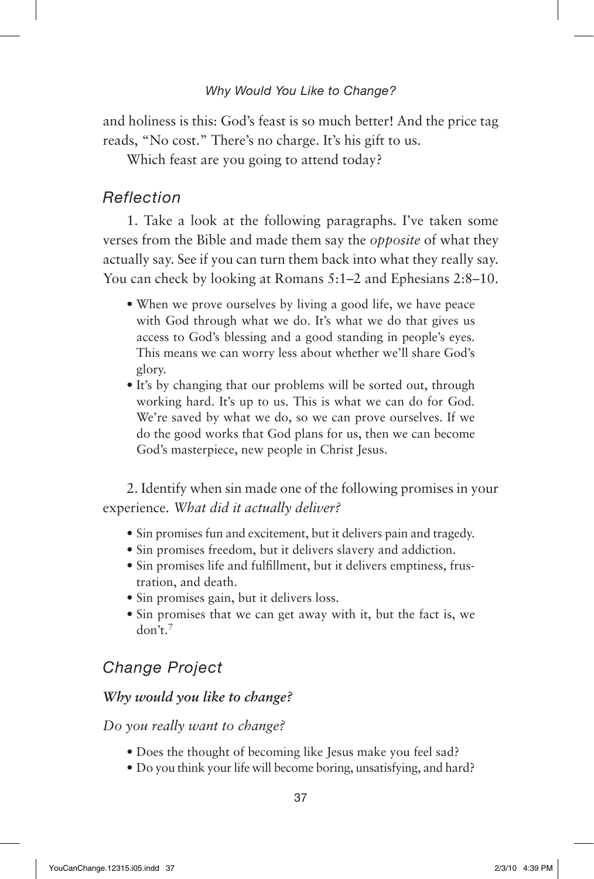and holiness is this: God's feast is so much better! And the price tag reads, "No cost." There's no charge. It's his gift to us.

Which feast are you going to attend today?

## Reflection

1. Take a look at the following paragraphs. I've taken some verses from the Bible and made them say the *opposite* of what they actually say. See if you can turn them back into what they really say. You can check by looking at Romans 5:1–2 and Ephesians 2:8–10.

- When we prove ourselves by living a good life, we have peace with God through what we do. It's what we do that gives us access to God's blessing and a good standing in people's eyes. This means we can worry less about whether we'll share God's glory.
- It's by changing that our problems will be sorted out, through working hard. It's up to us. This is what we can do for God. We're saved by what we do, so we can prove ourselves. If we do the good works that God plans for us, then we can become God's masterpiece, new people in Christ Jesus.

2. Identify when sin made one of the following promises in your experience. *What did it actually deliver?*

- Sin promises fun and excitement, but it delivers pain and tragedy.
- Sin promises freedom, but it delivers slavery and addiction.
- Sin promises life and fulfillment, but it delivers emptiness, frustration, and death.
- Sin promises gain, but it delivers loss.
- Sin promises that we can get away with it, but the fact is, we don't.[7]

## Change Project

### *Why would you like to change?*

*Do you really want to change?*

- Does the thought of becoming like Jesus make you feel sad?
- Do you think your life will become boring, unsatisfying, and hard?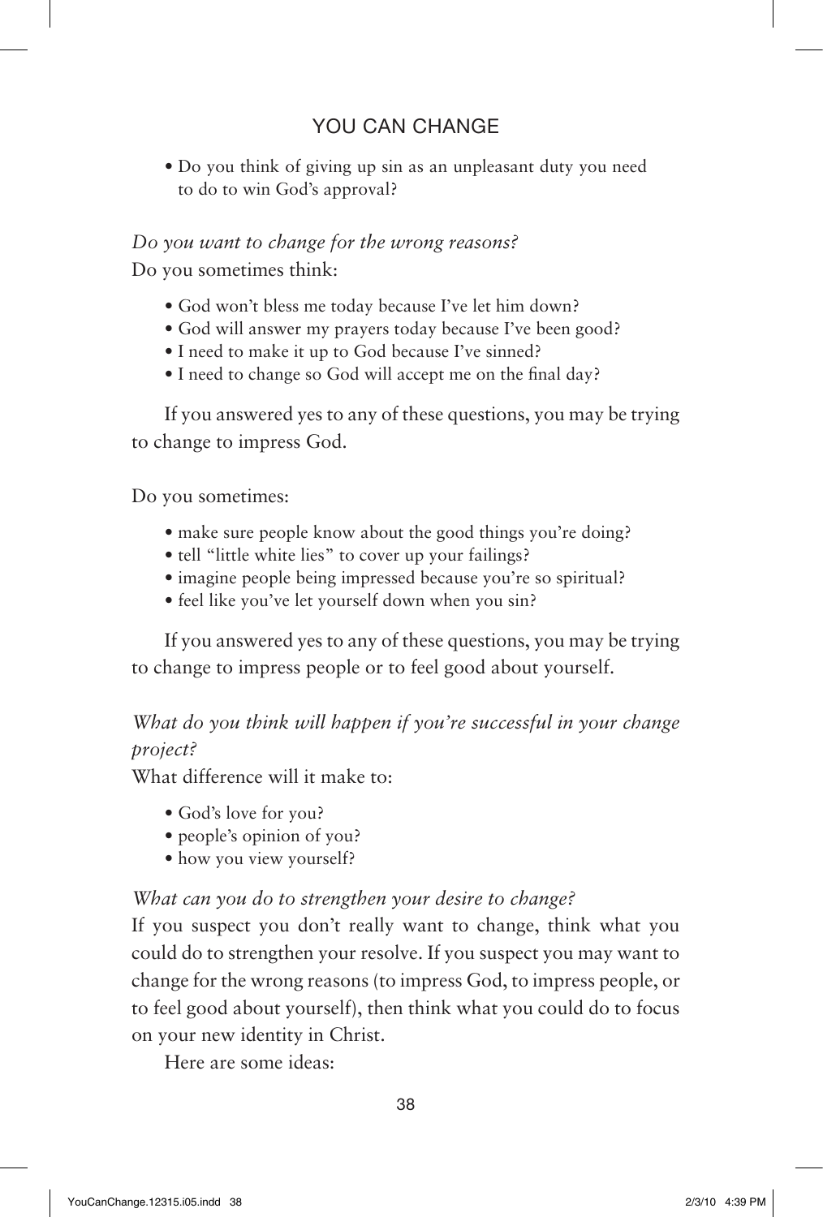- Do you think of giving up sin as an unpleasant duty you need to do to win God's approval?

*Do you want to change for the wrong reasons?*

Do you sometimes think:

- God won't bless me today because I've let him down?
- God will answer my prayers today because I've been good?
- I need to make it up to God because I've sinned?
- I need to change so God will accept me on the final day?

If you answered yes to any of these questions, you may be trying to change to impress God.

Do you sometimes:

- make sure people know about the good things you're doing?
- tell "little white lies" to cover up your failings?
- imagine people being impressed because you're so spiritual?
- feel like you've let yourself down when you sin?

If you answered yes to any of these questions, you may be trying to change to impress people or to feel good about yourself.

*What do you think will happen if you're successful in your change project?*

What difference will it make to:

- God's love for you?
- people's opinion of you?
- how you view yourself?

*What can you do to strengthen your desire to change?*

If you suspect you don't really want to change, think what you could do to strengthen your resolve. If you suspect you may want to change for the wrong reasons (to impress God, to impress people, or to feel good about yourself), then think what you could do to focus on your new identity in Christ.

Here are some ideas: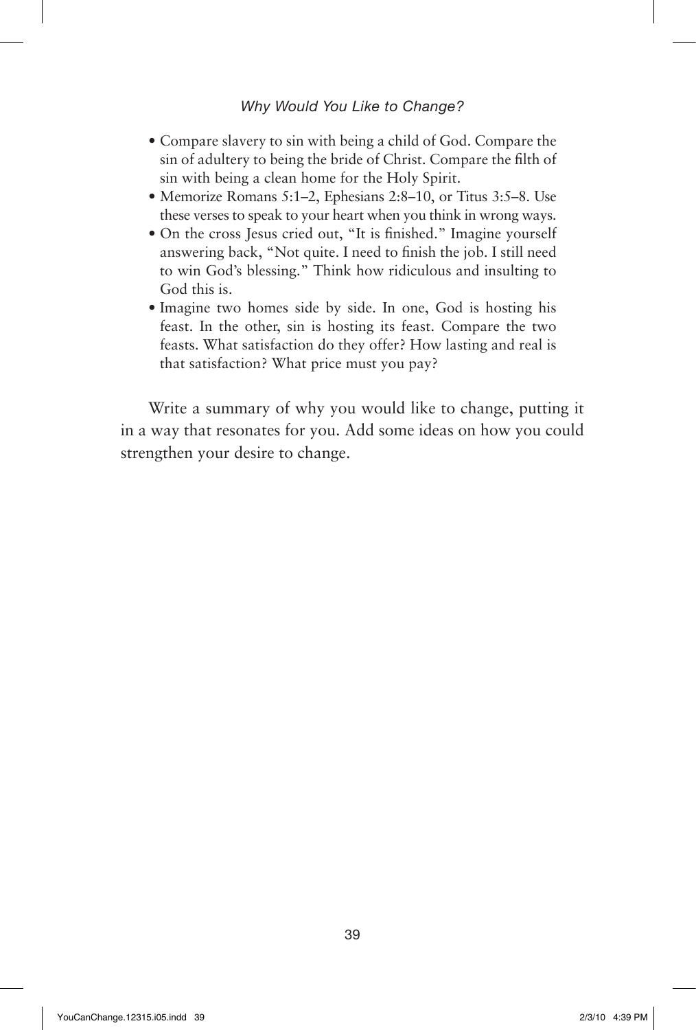- Compare slavery to sin with being a child of God. Compare the sin of adultery to being the bride of Christ. Compare the filth of sin with being a clean home for the Holy Spirit.
- Memorize Romans 5:1–2, Ephesians 2:8–10, or Titus 3:5–8. Use these verses to speak to your heart when you think in wrong ways.
- On the cross Jesus cried out, "It is finished." Imagine yourself answering back, "Not quite. I need to finish the job. I still need to win God's blessing." Think how ridiculous and insulting to God this is.
- Imagine two homes side by side. In one, God is hosting his feast. In the other, sin is hosting its feast. Compare the two feasts. What satisfaction do they offer? How lasting and real is that satisfaction? What price must you pay?

Write a summary of why you would like to change, putting it in a way that resonates for you. Add some ideas on how you could strengthen your desire to change.